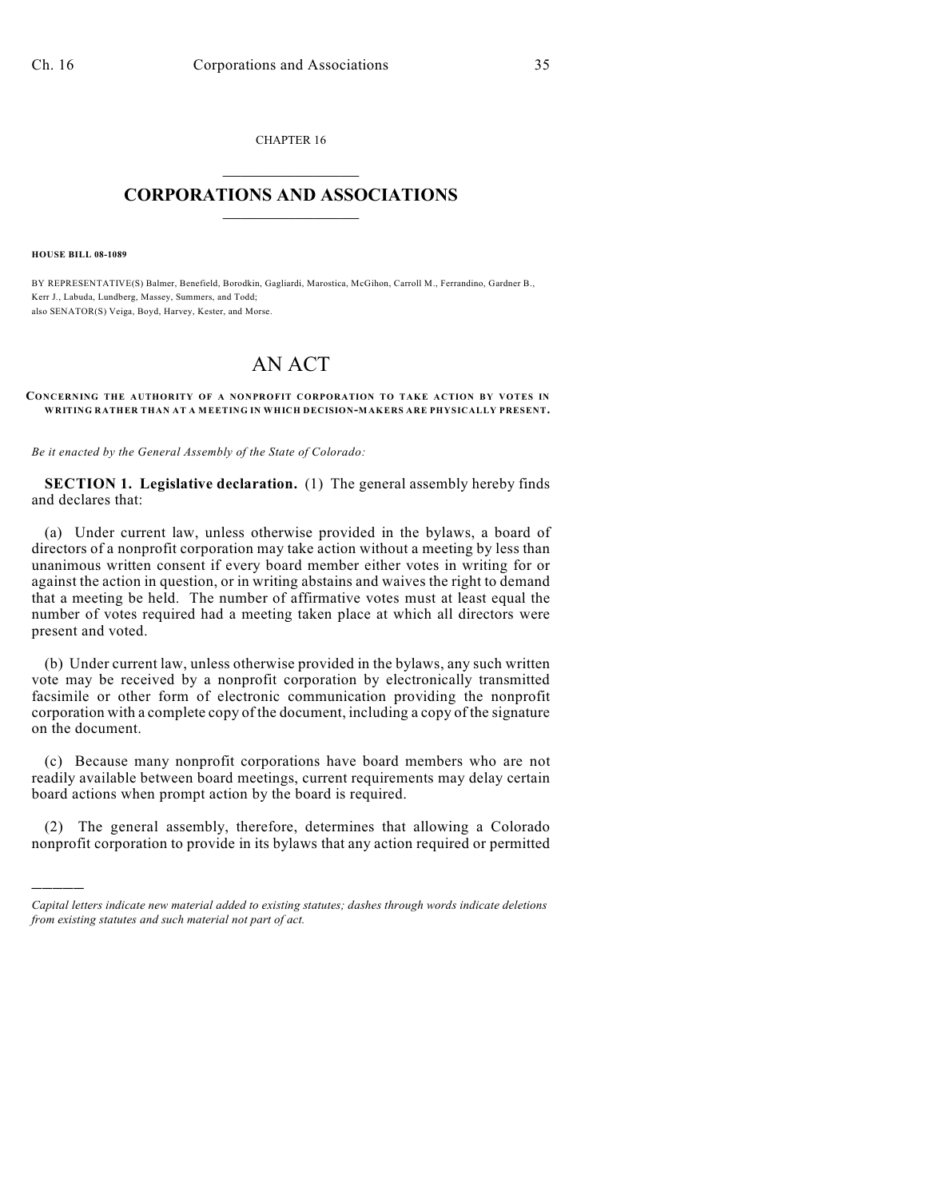CHAPTER 16

# CORPORATIONS AND ASSOCIATIONS

**HOUSE BILL 08-1089**

BY REPRESENTATIVE(S) Balmer, Benefield, Borodkin, Gagliardi, Marostica, McGihon, Carroll M., Ferrandino, Gardner B., Kerr J., Labuda, Lundberg, Massey, Summers, and Todd;
also SENATOR(S) Veiga, Boyd, Harvey, Kester, and Morse.

# AN ACT

**CONCERNING THE AUTHORITY OF A NONPROFIT CORPORATION TO TAKE ACTION BY VOTES IN WRITING RATHER THAN AT A MEETING IN WHICH DECISION-MAKERS ARE PHYSICALLY PRESENT.**

*Be it enacted by the General Assembly of the State of Colorado:*

**SECTION 1. Legislative declaration.** (1) The general assembly hereby finds and declares that:

(a) Under current law, unless otherwise provided in the bylaws, a board of directors of a nonprofit corporation may take action without a meeting by less than unanimous written consent if every board member either votes in writing for or against the action in question, or in writing abstains and waives the right to demand that a meeting be held. The number of affirmative votes must at least equal the number of votes required had a meeting taken place at which all directors were present and voted.

(b) Under current law, unless otherwise provided in the bylaws, any such written vote may be received by a nonprofit corporation by electronically transmitted facsimile or other form of electronic communication providing the nonprofit corporation with a complete copy of the document, including a copy of the signature on the document.

(c) Because many nonprofit corporations have board members who are not readily available between board meetings, current requirements may delay certain board actions when prompt action by the board is required.

(2) The general assembly, therefore, determines that allowing a Colorado nonprofit corporation to provide in its bylaws that any action required or permitted

---

*Capital letters indicate new material added to existing statutes; dashes through words indicate deletions from existing statutes and such material not part of act.*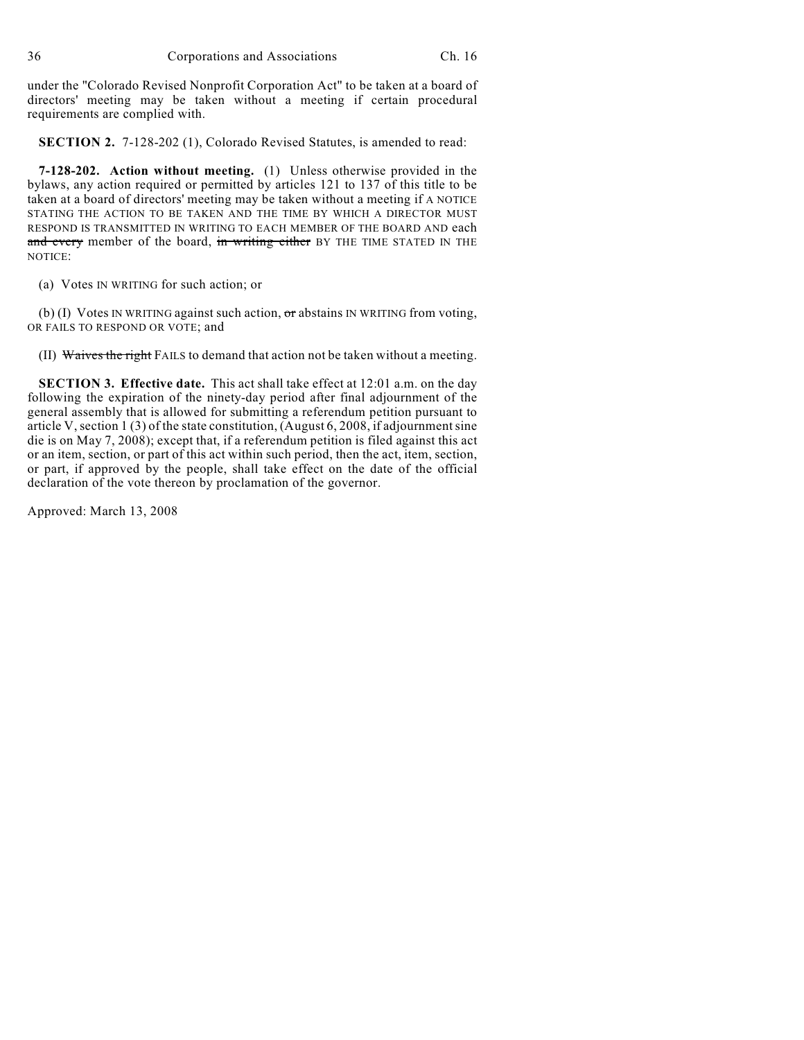under the "Colorado Revised Nonprofit Corporation Act" to be taken at a board of directors' meeting may be taken without a meeting if certain procedural requirements are complied with.

**SECTION 2.** 7-128-202 (1), Colorado Revised Statutes, is amended to read:

**7-128-202. Action without meeting.** (1) Unless otherwise provided in the bylaws, any action required or permitted by articles 121 to 137 of this title to be taken at a board of directors' meeting may be taken without a meeting if A NOTICE STATING THE ACTION TO BE TAKEN AND THE TIME BY WHICH A DIRECTOR MUST RESPOND IS TRANSMITTED IN WRITING TO EACH MEMBER OF THE BOARD AND each ~~and every~~ member of the board, ~~in writing either~~ BY THE TIME STATED IN THE NOTICE:

(a) Votes IN WRITING for such action; or

(b) (I) Votes IN WRITING against such action, ~~or~~ abstains IN WRITING from voting, OR FAILS TO RESPOND OR VOTE; and

(II) ~~Waives the right~~ FAILS to demand that action not be taken without a meeting.

**SECTION 3. Effective date.** This act shall take effect at 12:01 a.m. on the day following the expiration of the ninety-day period after final adjournment of the general assembly that is allowed for submitting a referendum petition pursuant to article V, section 1 (3) of the state constitution, (August 6, 2008, if adjournment sine die is on May 7, 2008); except that, if a referendum petition is filed against this act or an item, section, or part of this act within such period, then the act, item, section, or part, if approved by the people, shall take effect on the date of the official declaration of the vote thereon by proclamation of the governor.

Approved: March 13, 2008